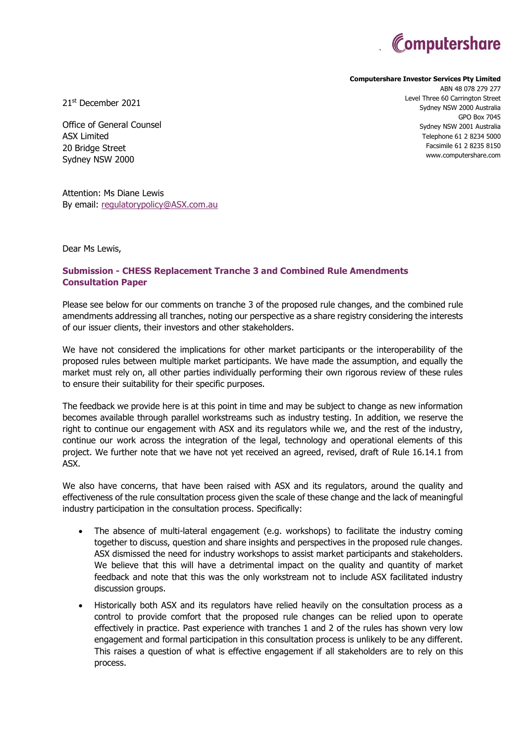Computershare

**Computershare Investor Services Pty Limited**
ABN 48 078 279 277
Level Three 60 Carrington Street
Sydney NSW 2000 Australia
GPO Box 7045
Sydney NSW 2001 Australia
Telephone 61 2 8234 5000
Facsimile 61 2 8235 8150
www.computershare.com

21st December 2021

Office of General Counsel
ASX Limited
20 Bridge Street
Sydney NSW 2000

Attention: Ms Diane Lewis
By email: regulatorypolicy@ASX.com.au

Dear Ms Lewis,

**Submission - CHESS Replacement Tranche 3 and Combined Rule Amendments Consultation Paper**

Please see below for our comments on tranche 3 of the proposed rule changes, and the combined rule amendments addressing all tranches, noting our perspective as a share registry considering the interests of our issuer clients, their investors and other stakeholders.

We have not considered the implications for other market participants or the interoperability of the proposed rules between multiple market participants. We have made the assumption, and equally the market must rely on, all other parties individually performing their own rigorous review of these rules to ensure their suitability for their specific purposes.

The feedback we provide here is at this point in time and may be subject to change as new information becomes available through parallel workstreams such as industry testing. In addition, we reserve the right to continue our engagement with ASX and its regulators while we, and the rest of the industry, continue our work across the integration of the legal, technology and operational elements of this project. We further note that we have not yet received an agreed, revised, draft of Rule 16.14.1 from ASX.

We also have concerns, that have been raised with ASX and its regulators, around the quality and effectiveness of the rule consultation process given the scale of these change and the lack of meaningful industry participation in the consultation process. Specifically:

- The absence of multi-lateral engagement (e.g. workshops) to facilitate the industry coming together to discuss, question and share insights and perspectives in the proposed rule changes. ASX dismissed the need for industry workshops to assist market participants and stakeholders. We believe that this will have a detrimental impact on the quality and quantity of market feedback and note that this was the only workstream not to include ASX facilitated industry discussion groups.
- Historically both ASX and its regulators have relied heavily on the consultation process as a control to provide comfort that the proposed rule changes can be relied upon to operate effectively in practice. Past experience with tranches 1 and 2 of the rules has shown very low engagement and formal participation in this consultation process is unlikely to be any different. This raises a question of what is effective engagement if all stakeholders are to rely on this process.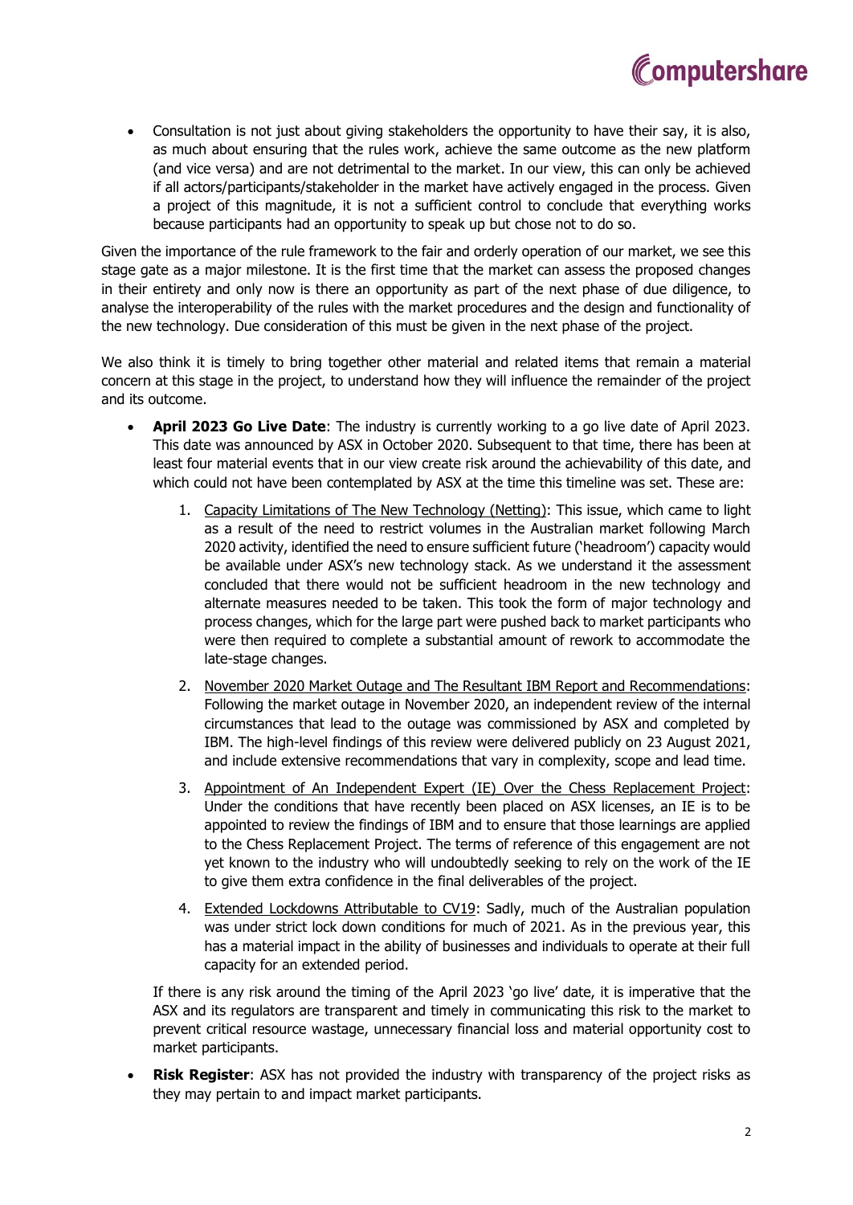- Consultation is not just about giving stakeholders the opportunity to have their say, it is also, as much about ensuring that the rules work, achieve the same outcome as the new platform (and vice versa) and are not detrimental to the market. In our view, this can only be achieved if all actors/participants/stakeholder in the market have actively engaged in the process. Given a project of this magnitude, it is not a sufficient control to conclude that everything works because participants had an opportunity to speak up but chose not to do so.

Given the importance of the rule framework to the fair and orderly operation of our market, we see this stage gate as a major milestone. It is the first time that the market can assess the proposed changes in their entirety and only now is there an opportunity as part of the next phase of due diligence, to analyse the interoperability of the rules with the market procedures and the design and functionality of the new technology. Due consideration of this must be given in the next phase of the project.

We also think it is timely to bring together other material and related items that remain a material concern at this stage in the project, to understand how they will influence the remainder of the project and its outcome.

- **April 2023 Go Live Date**: The industry is currently working to a go live date of April 2023. This date was announced by ASX in October 2020. Subsequent to that time, there has been at least four material events that in our view create risk around the achievability of this date, and which could not have been contemplated by ASX at the time this timeline was set. These are:

    1. <u>Capacity Limitations of The New Technology (Netting)</u>: This issue, which came to light as a result of the need to restrict volumes in the Australian market following March 2020 activity, identified the need to ensure sufficient future ('headroom') capacity would be available under ASX's new technology stack. As we understand it the assessment concluded that there would not be sufficient headroom in the new technology and alternate measures needed to be taken. This took the form of major technology and process changes, which for the large part were pushed back to market participants who were then required to complete a substantial amount of rework to accommodate the late-stage changes.

    2. <u>November 2020 Market Outage and The Resultant IBM Report and Recommendations</u>: Following the market outage in November 2020, an independent review of the internal circumstances that lead to the outage was commissioned by ASX and completed by IBM. The high-level findings of this review were delivered publicly on 23 August 2021, and include extensive recommendations that vary in complexity, scope and lead time.

    3. <u>Appointment of An Independent Expert (IE) Over the Chess Replacement Project</u>: Under the conditions that have recently been placed on ASX licenses, an IE is to be appointed to review the findings of IBM and to ensure that those learnings are applied to the Chess Replacement Project. The terms of reference of this engagement are not yet known to the industry who will undoubtedly seeking to rely on the work of the IE to give them extra confidence in the final deliverables of the project.

    4. <u>Extended Lockdowns Attributable to CV19</u>: Sadly, much of the Australian population was under strict lock down conditions for much of 2021. As in the previous year, this has a material impact in the ability of businesses and individuals to operate at their full capacity for an extended period.

    If there is any risk around the timing of the April 2023 'go live' date, it is imperative that the ASX and its regulators are transparent and timely in communicating this risk to the market to prevent critical resource wastage, unnecessary financial loss and material opportunity cost to market participants.

- **Risk Register**: ASX has not provided the industry with transparency of the project risks as they may pertain to and impact market participants.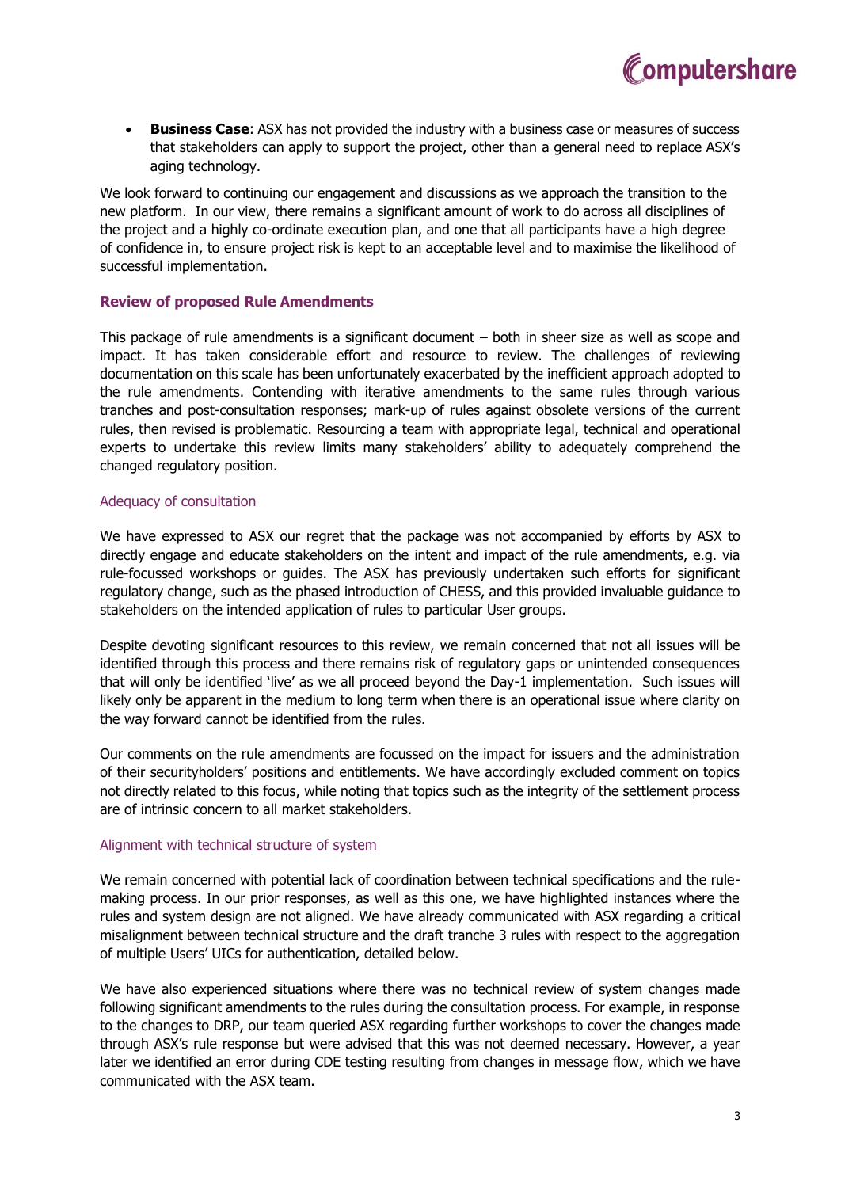- **Business Case**: ASX has not provided the industry with a business case or measures of success that stakeholders can apply to support the project, other than a general need to replace ASX's aging technology.

We look forward to continuing our engagement and discussions as we approach the transition to the new platform. In our view, there remains a significant amount of work to do across all disciplines of the project and a highly co-ordinate execution plan, and one that all participants have a high degree of confidence in, to ensure project risk is kept to an acceptable level and to maximise the likelihood of successful implementation.

### Review of proposed Rule Amendments

This package of rule amendments is a significant document – both in sheer size as well as scope and impact. It has taken considerable effort and resource to review. The challenges of reviewing documentation on this scale has been unfortunately exacerbated by the inefficient approach adopted to the rule amendments. Contending with iterative amendments to the same rules through various tranches and post-consultation responses; mark-up of rules against obsolete versions of the current rules, then revised is problematic. Resourcing a team with appropriate legal, technical and operational experts to undertake this review limits many stakeholders' ability to adequately comprehend the changed regulatory position.

#### Adequacy of consultation

We have expressed to ASX our regret that the package was not accompanied by efforts by ASX to directly engage and educate stakeholders on the intent and impact of the rule amendments, e.g. via rule-focussed workshops or guides. The ASX has previously undertaken such efforts for significant regulatory change, such as the phased introduction of CHESS, and this provided invaluable guidance to stakeholders on the intended application of rules to particular User groups.

Despite devoting significant resources to this review, we remain concerned that not all issues will be identified through this process and there remains risk of regulatory gaps or unintended consequences that will only be identified 'live' as we all proceed beyond the Day-1 implementation. Such issues will likely only be apparent in the medium to long term when there is an operational issue where clarity on the way forward cannot be identified from the rules.

Our comments on the rule amendments are focussed on the impact for issuers and the administration of their securityholders' positions and entitlements. We have accordingly excluded comment on topics not directly related to this focus, while noting that topics such as the integrity of the settlement process are of intrinsic concern to all market stakeholders.

#### Alignment with technical structure of system

We remain concerned with potential lack of coordination between technical specifications and the rule-making process. In our prior responses, as well as this one, we have highlighted instances where the rules and system design are not aligned. We have already communicated with ASX regarding a critical misalignment between technical structure and the draft tranche 3 rules with respect to the aggregation of multiple Users' UICs for authentication, detailed below.

We have also experienced situations where there was no technical review of system changes made following significant amendments to the rules during the consultation process. For example, in response to the changes to DRP, our team queried ASX regarding further workshops to cover the changes made through ASX's rule response but were advised that this was not deemed necessary. However, a year later we identified an error during CDE testing resulting from changes in message flow, which we have communicated with the ASX team.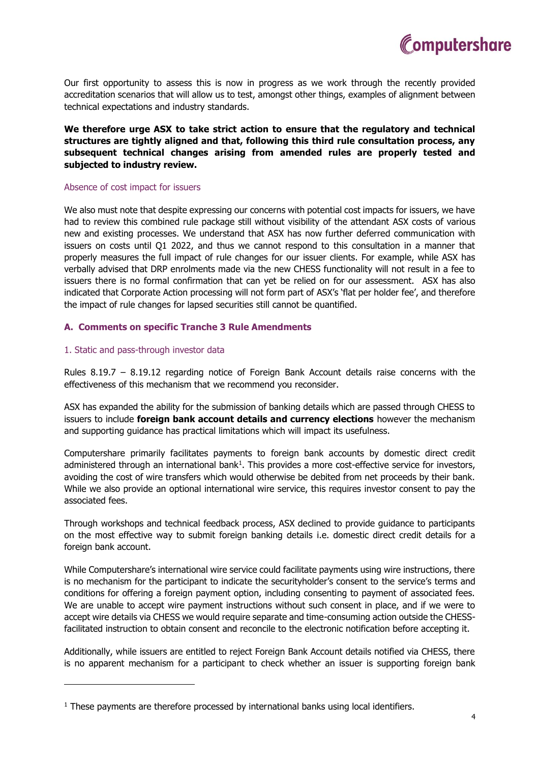Our first opportunity to assess this is now in progress as we work through the recently provided accreditation scenarios that will allow us to test, amongst other things, examples of alignment between technical expectations and industry standards.

**We therefore urge ASX to take strict action to ensure that the regulatory and technical structures are tightly aligned and that, following this third rule consultation process, any subsequent technical changes arising from amended rules are properly tested and subjected to industry review.**

### Absence of cost impact for issuers

We also must note that despite expressing our concerns with potential cost impacts for issuers, we have had to review this combined rule package still without visibility of the attendant ASX costs of various new and existing processes. We understand that ASX has now further deferred communication with issuers on costs until Q1 2022, and thus we cannot respond to this consultation in a manner that properly measures the full impact of rule changes for our issuer clients. For example, while ASX has verbally advised that DRP enrolments made via the new CHESS functionality will not result in a fee to issuers there is no formal confirmation that can yet be relied on for our assessment. ASX has also indicated that Corporate Action processing will not form part of ASX's 'flat per holder fee', and therefore the impact of rule changes for lapsed securities still cannot be quantified.

## A. Comments on specific Tranche 3 Rule Amendments

### 1. Static and pass-through investor data

Rules 8.19.7 – 8.19.12 regarding notice of Foreign Bank Account details raise concerns with the effectiveness of this mechanism that we recommend you reconsider.

ASX has expanded the ability for the submission of banking details which are passed through CHESS to issuers to include **foreign bank account details and currency elections** however the mechanism and supporting guidance has practical limitations which will impact its usefulness.

Computershare primarily facilitates payments to foreign bank accounts by domestic direct credit administered through an international bank[1]. This provides a more cost-effective service for investors, avoiding the cost of wire transfers which would otherwise be debited from net proceeds by their bank. While we also provide an optional international wire service, this requires investor consent to pay the associated fees.

Through workshops and technical feedback process, ASX declined to provide guidance to participants on the most effective way to submit foreign banking details i.e. domestic direct credit details for a foreign bank account.

While Computershare's international wire service could facilitate payments using wire instructions, there is no mechanism for the participant to indicate the securityholder's consent to the service's terms and conditions for offering a foreign payment option, including consenting to payment of associated fees. We are unable to accept wire payment instructions without such consent in place, and if we were to accept wire details via CHESS we would require separate and time-consuming action outside the CHESS-facilitated instruction to obtain consent and reconcile to the electronic notification before accepting it.

Additionally, while issuers are entitled to reject Foreign Bank Account details notified via CHESS, there is no apparent mechanism for a participant to check whether an issuer is supporting foreign bank

[1] These payments are therefore processed by international banks using local identifiers.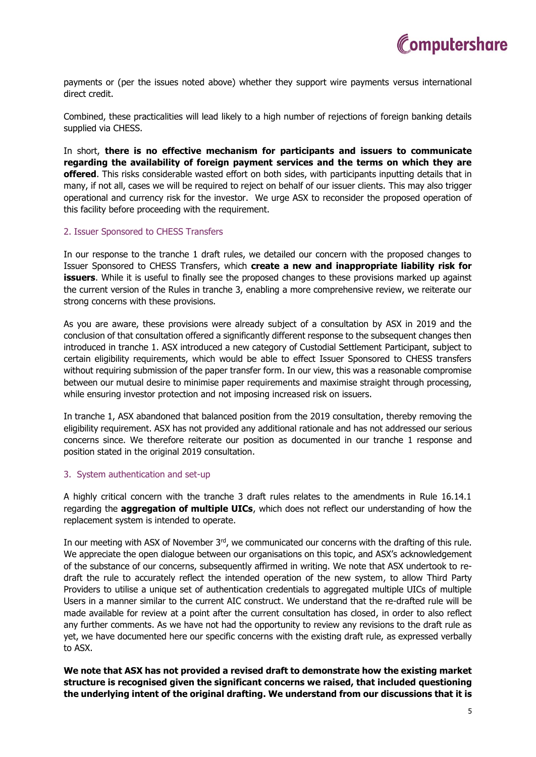payments or (per the issues noted above) whether they support wire payments versus international direct credit.

Combined, these practicalities will lead likely to a high number of rejections of foreign banking details supplied via CHESS.

In short, **there is no effective mechanism for participants and issuers to communicate regarding the availability of foreign payment services and the terms on which they are offered**. This risks considerable wasted effort on both sides, with participants inputting details that in many, if not all, cases we will be required to reject on behalf of our issuer clients. This may also trigger operational and currency risk for the investor. We urge ASX to reconsider the proposed operation of this facility before proceeding with the requirement.

## 2. Issuer Sponsored to CHESS Transfers

In our response to the tranche 1 draft rules, we detailed our concern with the proposed changes to Issuer Sponsored to CHESS Transfers, which **create a new and inappropriate liability risk for issuers**. While it is useful to finally see the proposed changes to these provisions marked up against the current version of the Rules in tranche 3, enabling a more comprehensive review, we reiterate our strong concerns with these provisions.

As you are aware, these provisions were already subject of a consultation by ASX in 2019 and the conclusion of that consultation offered a significantly different response to the subsequent changes then introduced in tranche 1. ASX introduced a new category of Custodial Settlement Participant, subject to certain eligibility requirements, which would be able to effect Issuer Sponsored to CHESS transfers without requiring submission of the paper transfer form. In our view, this was a reasonable compromise between our mutual desire to minimise paper requirements and maximise straight through processing, while ensuring investor protection and not imposing increased risk on issuers.

In tranche 1, ASX abandoned that balanced position from the 2019 consultation, thereby removing the eligibility requirement. ASX has not provided any additional rationale and has not addressed our serious concerns since. We therefore reiterate our position as documented in our tranche 1 response and position stated in the original 2019 consultation.

## 3. System authentication and set-up

A highly critical concern with the tranche 3 draft rules relates to the amendments in Rule 16.14.1 regarding the **aggregation of multiple UICs**, which does not reflect our understanding of how the replacement system is intended to operate.

In our meeting with ASX of November 3rd, we communicated our concerns with the drafting of this rule. We appreciate the open dialogue between our organisations on this topic, and ASX's acknowledgement of the substance of our concerns, subsequently affirmed in writing. We note that ASX undertook to re-draft the rule to accurately reflect the intended operation of the new system, to allow Third Party Providers to utilise a unique set of authentication credentials to aggregated multiple UICs of multiple Users in a manner similar to the current AIC construct. We understand that the re-drafted rule will be made available for review at a point after the current consultation has closed, in order to also reflect any further comments. As we have not had the opportunity to review any revisions to the draft rule as yet, we have documented here our specific concerns with the existing draft rule, as expressed verbally to ASX.

**We note that ASX has not provided a revised draft to demonstrate how the existing market structure is recognised given the significant concerns we raised, that included questioning the underlying intent of the original drafting. We understand from our discussions that it is**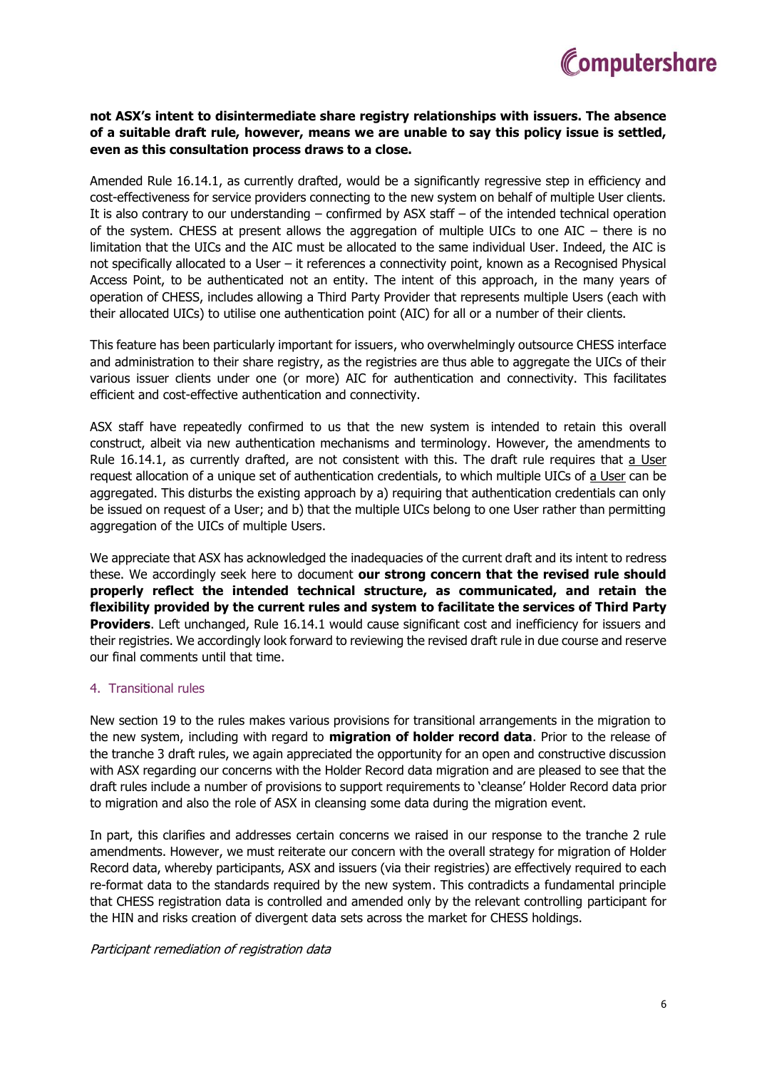**not ASX's intent to disintermediate share registry relationships with issuers. The absence of a suitable draft rule, however, means we are unable to say this policy issue is settled, even as this consultation process draws to a close.**

Amended Rule 16.14.1, as currently drafted, would be a significantly regressive step in efficiency and cost-effectiveness for service providers connecting to the new system on behalf of multiple User clients. It is also contrary to our understanding – confirmed by ASX staff – of the intended technical operation of the system. CHESS at present allows the aggregation of multiple UICs to one AIC – there is no limitation that the UICs and the AIC must be allocated to the same individual User. Indeed, the AIC is not specifically allocated to a User – it references a connectivity point, known as a Recognised Physical Access Point, to be authenticated not an entity. The intent of this approach, in the many years of operation of CHESS, includes allowing a Third Party Provider that represents multiple Users (each with their allocated UICs) to utilise one authentication point (AIC) for all or a number of their clients.

This feature has been particularly important for issuers, who overwhelmingly outsource CHESS interface and administration to their share registry, as the registries are thus able to aggregate the UICs of their various issuer clients under one (or more) AIC for authentication and connectivity. This facilitates efficient and cost-effective authentication and connectivity.

ASX staff have repeatedly confirmed to us that the new system is intended to retain this overall construct, albeit via new authentication mechanisms and terminology. However, the amendments to Rule 16.14.1, as currently drafted, are not consistent with this. The draft rule requires that a User request allocation of a unique set of authentication credentials, to which multiple UICs of a User can be aggregated. This disturbs the existing approach by a) requiring that authentication credentials can only be issued on request of a User; and b) that the multiple UICs belong to one User rather than permitting aggregation of the UICs of multiple Users.

We appreciate that ASX has acknowledged the inadequacies of the current draft and its intent to redress these. We accordingly seek here to document **our strong concern that the revised rule should properly reflect the intended technical structure, as communicated, and retain the flexibility provided by the current rules and system to facilitate the services of Third Party Providers**. Left unchanged, Rule 16.14.1 would cause significant cost and inefficiency for issuers and their registries. We accordingly look forward to reviewing the revised draft rule in due course and reserve our final comments until that time.

## 4. Transitional rules

New section 19 to the rules makes various provisions for transitional arrangements in the migration to the new system, including with regard to **migration of holder record data**. Prior to the release of the tranche 3 draft rules, we again appreciated the opportunity for an open and constructive discussion with ASX regarding our concerns with the Holder Record data migration and are pleased to see that the draft rules include a number of provisions to support requirements to 'cleanse' Holder Record data prior to migration and also the role of ASX in cleansing some data during the migration event.

In part, this clarifies and addresses certain concerns we raised in our response to the tranche 2 rule amendments. However, we must reiterate our concern with the overall strategy for migration of Holder Record data, whereby participants, ASX and issuers (via their registries) are effectively required to each re-format data to the standards required by the new system. This contradicts a fundamental principle that CHESS registration data is controlled and amended only by the relevant controlling participant for the HIN and risks creation of divergent data sets across the market for CHESS holdings.

*Participant remediation of registration data*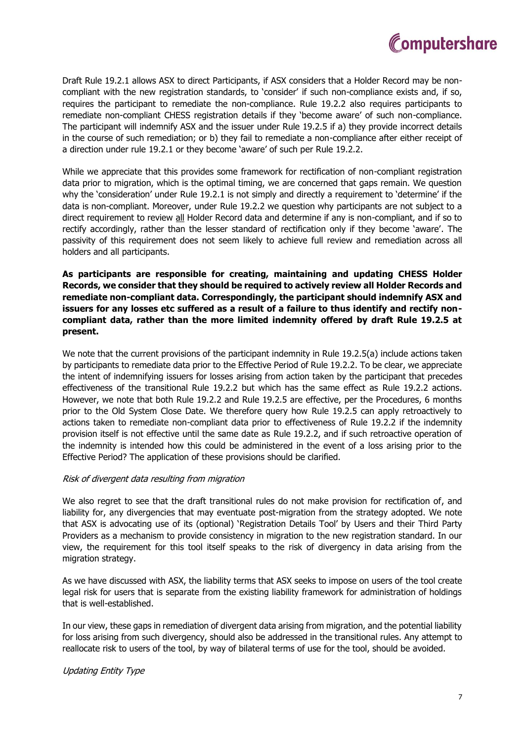Draft Rule 19.2.1 allows ASX to direct Participants, if ASX considers that a Holder Record may be non-compliant with the new registration standards, to 'consider' if such non-compliance exists and, if so, requires the participant to remediate the non-compliance. Rule 19.2.2 also requires participants to remediate non-compliant CHESS registration details if they 'become aware' of such non-compliance. The participant will indemnify ASX and the issuer under Rule 19.2.5 if a) they provide incorrect details in the course of such remediation; or b) they fail to remediate a non-compliance after either receipt of a direction under rule 19.2.1 or they become 'aware' of such per Rule 19.2.2.

While we appreciate that this provides some framework for rectification of non-compliant registration data prior to migration, which is the optimal timing, we are concerned that gaps remain. We question why the 'consideration' under Rule 19.2.1 is not simply and directly a requirement to 'determine' if the data is non-compliant. Moreover, under Rule 19.2.2 we question why participants are not subject to a direct requirement to review all Holder Record data and determine if any is non-compliant, and if so to rectify accordingly, rather than the lesser standard of rectification only if they become 'aware'. The passivity of this requirement does not seem likely to achieve full review and remediation across all holders and all participants.

**As participants are responsible for creating, maintaining and updating CHESS Holder Records, we consider that they should be required to actively review all Holder Records and remediate non-compliant data. Correspondingly, the participant should indemnify ASX and issuers for any losses etc suffered as a result of a failure to thus identify and rectify non-compliant data, rather than the more limited indemnity offered by draft Rule 19.2.5 at present.**

We note that the current provisions of the participant indemnity in Rule 19.2.5(a) include actions taken by participants to remediate data prior to the Effective Period of Rule 19.2.2. To be clear, we appreciate the intent of indemnifying issuers for losses arising from action taken by the participant that precedes effectiveness of the transitional Rule 19.2.2 but which has the same effect as Rule 19.2.2 actions. However, we note that both Rule 19.2.2 and Rule 19.2.5 are effective, per the Procedures, 6 months prior to the Old System Close Date. We therefore query how Rule 19.2.5 can apply retroactively to actions taken to remediate non-compliant data prior to effectiveness of Rule 19.2.2 if the indemnity provision itself is not effective until the same date as Rule 19.2.2, and if such retroactive operation of the indemnity is intended how this could be administered in the event of a loss arising prior to the Effective Period? The application of these provisions should be clarified.

*Risk of divergent data resulting from migration*

We also regret to see that the draft transitional rules do not make provision for rectification of, and liability for, any divergencies that may eventuate post-migration from the strategy adopted. We note that ASX is advocating use of its (optional) 'Registration Details Tool' by Users and their Third Party Providers as a mechanism to provide consistency in migration to the new registration standard. In our view, the requirement for this tool itself speaks to the risk of divergency in data arising from the migration strategy.

As we have discussed with ASX, the liability terms that ASX seeks to impose on users of the tool create legal risk for users that is separate from the existing liability framework for administration of holdings that is well-established.

In our view, these gaps in remediation of divergent data arising from migration, and the potential liability for loss arising from such divergency, should also be addressed in the transitional rules. Any attempt to reallocate risk to users of the tool, by way of bilateral terms of use for the tool, should be avoided.

*Updating Entity Type*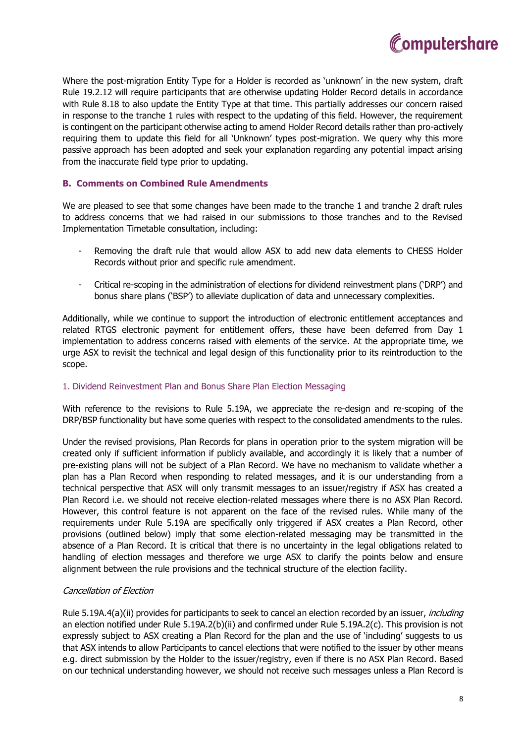Where the post-migration Entity Type for a Holder is recorded as 'unknown' in the new system, draft Rule 19.2.12 will require participants that are otherwise updating Holder Record details in accordance with Rule 8.18 to also update the Entity Type at that time. This partially addresses our concern raised in response to the tranche 1 rules with respect to the updating of this field. However, the requirement is contingent on the participant otherwise acting to amend Holder Record details rather than pro-actively requiring them to update this field for all 'Unknown' types post-migration. We query why this more passive approach has been adopted and seek your explanation regarding any potential impact arising from the inaccurate field type prior to updating.

### B. Comments on Combined Rule Amendments

We are pleased to see that some changes have been made to the tranche 1 and tranche 2 draft rules to address concerns that we had raised in our submissions to those tranches and to the Revised Implementation Timetable consultation, including:

- Removing the draft rule that would allow ASX to add new data elements to CHESS Holder Records without prior and specific rule amendment.
- Critical re-scoping in the administration of elections for dividend reinvestment plans ('DRP') and bonus share plans ('BSP') to alleviate duplication of data and unnecessary complexities.

Additionally, while we continue to support the introduction of electronic entitlement acceptances and related RTGS electronic payment for entitlement offers, these have been deferred from Day 1 implementation to address concerns raised with elements of the service. At the appropriate time, we urge ASX to revisit the technical and legal design of this functionality prior to its reintroduction to the scope.

#### 1. Dividend Reinvestment Plan and Bonus Share Plan Election Messaging

With reference to the revisions to Rule 5.19A, we appreciate the re-design and re-scoping of the DRP/BSP functionality but have some queries with respect to the consolidated amendments to the rules.

Under the revised provisions, Plan Records for plans in operation prior to the system migration will be created only if sufficient information if publicly available, and accordingly it is likely that a number of pre-existing plans will not be subject of a Plan Record. We have no mechanism to validate whether a plan has a Plan Record when responding to related messages, and it is our understanding from a technical perspective that ASX will only transmit messages to an issuer/registry if ASX has created a Plan Record i.e. we should not receive election-related messages where there is no ASX Plan Record. However, this control feature is not apparent on the face of the revised rules. While many of the requirements under Rule 5.19A are specifically only triggered if ASX creates a Plan Record, other provisions (outlined below) imply that some election-related messaging may be transmitted in the absence of a Plan Record. It is critical that there is no uncertainty in the legal obligations related to handling of election messages and therefore we urge ASX to clarify the points below and ensure alignment between the rule provisions and the technical structure of the election facility.

*Cancellation of Election*

Rule 5.19A.4(a)(ii) provides for participants to seek to cancel an election recorded by an issuer, *including* an election notified under Rule 5.19A.2(b)(ii) and confirmed under Rule 5.19A.2(c). This provision is not expressly subject to ASX creating a Plan Record for the plan and the use of 'including' suggests to us that ASX intends to allow Participants to cancel elections that were notified to the issuer by other means e.g. direct submission by the Holder to the issuer/registry, even if there is no ASX Plan Record. Based on our technical understanding however, we should not receive such messages unless a Plan Record is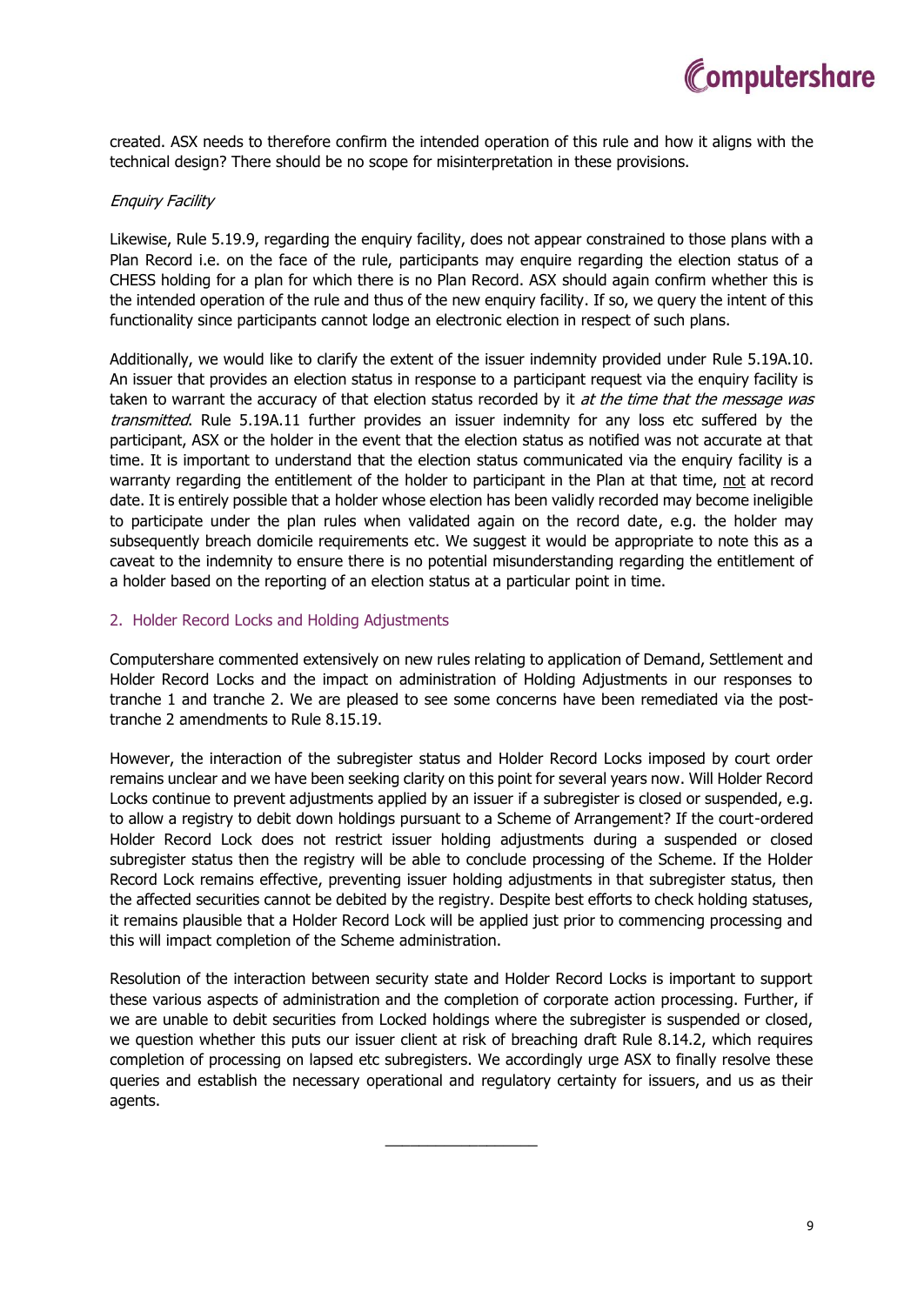created. ASX needs to therefore confirm the intended operation of this rule and how it aligns with the technical design? There should be no scope for misinterpretation in these provisions.

*Enquiry Facility*

Likewise, Rule 5.19.9, regarding the enquiry facility, does not appear constrained to those plans with a Plan Record i.e. on the face of the rule, participants may enquire regarding the election status of a CHESS holding for a plan for which there is no Plan Record. ASX should again confirm whether this is the intended operation of the rule and thus of the new enquiry facility. If so, we query the intent of this functionality since participants cannot lodge an electronic election in respect of such plans.

Additionally, we would like to clarify the extent of the issuer indemnity provided under Rule 5.19A.10. An issuer that provides an election status in response to a participant request via the enquiry facility is taken to warrant the accuracy of that election status recorded by it *at the time that the message was transmitted*. Rule 5.19A.11 further provides an issuer indemnity for any loss etc suffered by the participant, ASX or the holder in the event that the election status as notified was not accurate at that time. It is important to understand that the election status communicated via the enquiry facility is a warranty regarding the entitlement of the holder to participant in the Plan at that time, not at record date. It is entirely possible that a holder whose election has been validly recorded may become ineligible to participate under the plan rules when validated again on the record date, e.g. the holder may subsequently breach domicile requirements etc. We suggest it would be appropriate to note this as a caveat to the indemnity to ensure there is no potential misunderstanding regarding the entitlement of a holder based on the reporting of an election status at a particular point in time.

## 2. Holder Record Locks and Holding Adjustments

Computershare commented extensively on new rules relating to application of Demand, Settlement and Holder Record Locks and the impact on administration of Holding Adjustments in our responses to tranche 1 and tranche 2. We are pleased to see some concerns have been remediated via the post-tranche 2 amendments to Rule 8.15.19.

However, the interaction of the subregister status and Holder Record Locks imposed by court order remains unclear and we have been seeking clarity on this point for several years now. Will Holder Record Locks continue to prevent adjustments applied by an issuer if a subregister is closed or suspended, e.g. to allow a registry to debit down holdings pursuant to a Scheme of Arrangement? If the court-ordered Holder Record Lock does not restrict issuer holding adjustments during a suspended or closed subregister status then the registry will be able to conclude processing of the Scheme. If the Holder Record Lock remains effective, preventing issuer holding adjustments in that subregister status, then the affected securities cannot be debited by the registry. Despite best efforts to check holding statuses, it remains plausible that a Holder Record Lock will be applied just prior to commencing processing and this will impact completion of the Scheme administration.

Resolution of the interaction between security state and Holder Record Locks is important to support these various aspects of administration and the completion of corporate action processing. Further, if we are unable to debit securities from Locked holdings where the subregister is suspended or closed, we question whether this puts our issuer client at risk of breaching draft Rule 8.14.2, which requires completion of processing on lapsed etc subregisters. We accordingly urge ASX to finally resolve these queries and establish the necessary operational and regulatory certainty for issuers, and us as their agents.

---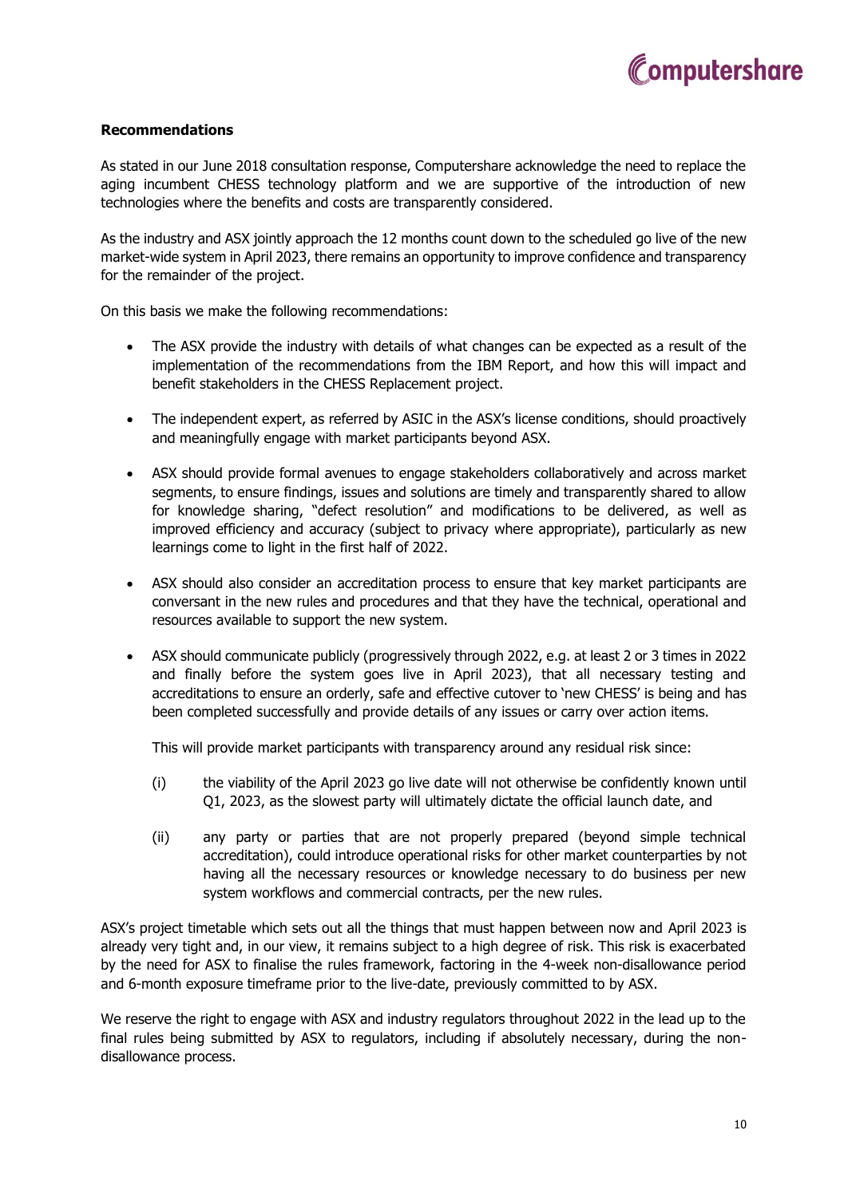**Recommendations**

As stated in our June 2018 consultation response, Computershare acknowledge the need to replace the aging incumbent CHESS technology platform and we are supportive of the introduction of new technologies where the benefits and costs are transparently considered.

As the industry and ASX jointly approach the 12 months count down to the scheduled go live of the new market-wide system in April 2023, there remains an opportunity to improve confidence and transparency for the remainder of the project.

On this basis we make the following recommendations:

- The ASX provide the industry with details of what changes can be expected as a result of the implementation of the recommendations from the IBM Report, and how this will impact and benefit stakeholders in the CHESS Replacement project.
- The independent expert, as referred by ASIC in the ASX's license conditions, should proactively and meaningfully engage with market participants beyond ASX.
- ASX should provide formal avenues to engage stakeholders collaboratively and across market segments, to ensure findings, issues and solutions are timely and transparently shared to allow for knowledge sharing, "defect resolution" and modifications to be delivered, as well as improved efficiency and accuracy (subject to privacy where appropriate), particularly as new learnings come to light in the first half of 2022.
- ASX should also consider an accreditation process to ensure that key market participants are conversant in the new rules and procedures and that they have the technical, operational and resources available to support the new system.
- ASX should communicate publicly (progressively through 2022, e.g. at least 2 or 3 times in 2022 and finally before the system goes live in April 2023), that all necessary testing and accreditations to ensure an orderly, safe and effective cutover to 'new CHESS' is being and has been completed successfully and provide details of any issues or carry over action items.

  This will provide market participants with transparency around any residual risk since:

  (i) the viability of the April 2023 go live date will not otherwise be confidently known until Q1, 2023, as the slowest party will ultimately dictate the official launch date, and

  (ii) any party or parties that are not properly prepared (beyond simple technical accreditation), could introduce operational risks for other market counterparties by not having all the necessary resources or knowledge necessary to do business per new system workflows and commercial contracts, per the new rules.

ASX's project timetable which sets out all the things that must happen between now and April 2023 is already very tight and, in our view, it remains subject to a high degree of risk. This risk is exacerbated by the need for ASX to finalise the rules framework, factoring in the 4-week non-disallowance period and 6-month exposure timeframe prior to the live-date, previously committed to by ASX.

We reserve the right to engage with ASX and industry regulators throughout 2022 in the lead up to the final rules being submitted by ASX to regulators, including if absolutely necessary, during the non-disallowance process.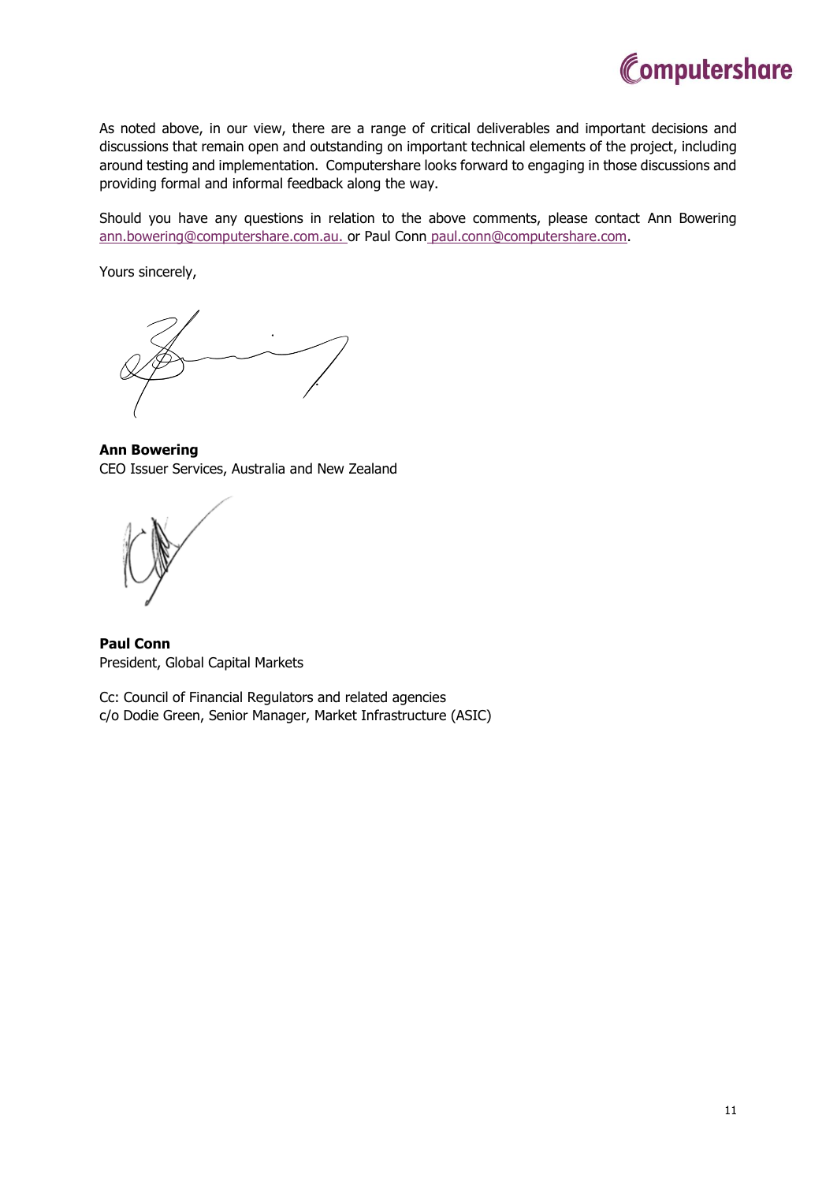As noted above, in our view, there are a range of critical deliverables and important decisions and discussions that remain open and outstanding on important technical elements of the project, including around testing and implementation. Computershare looks forward to engaging in those discussions and providing formal and informal feedback along the way.

Should you have any questions in relation to the above comments, please contact Ann Bowering ann.bowering@computershare.com.au. or Paul Conn paul.conn@computershare.com.

Yours sincerely,

**Ann Bowering**
CEO Issuer Services, Australia and New Zealand

**Paul Conn**
President, Global Capital Markets

Cc: Council of Financial Regulators and related agencies
c/o Dodie Green, Senior Manager, Market Infrastructure (ASIC)